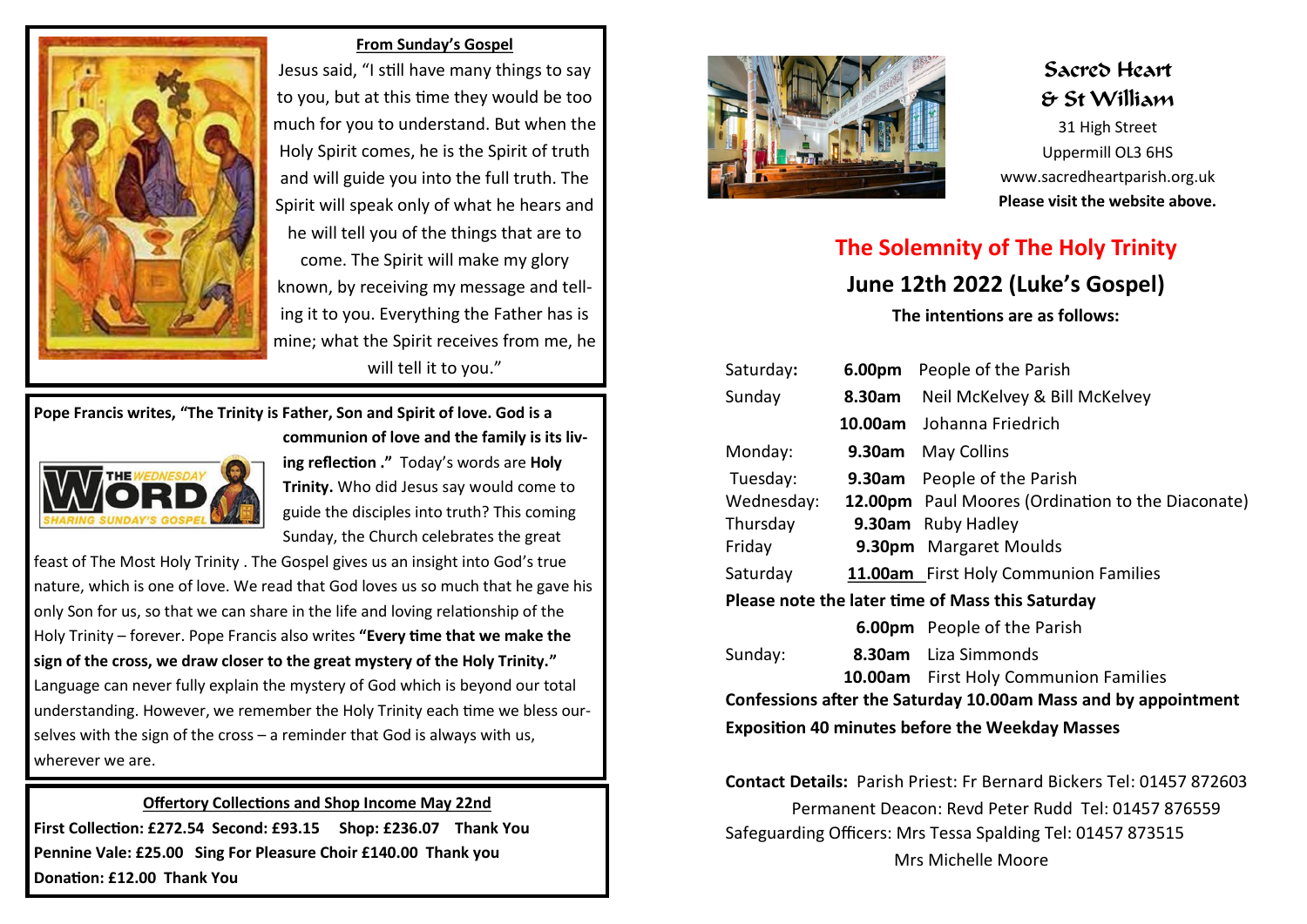## From Sunday's Gospel

Jesus said, "I still have many things to say to you, but at this time they would be too much for you to understand. But when the Holy Spirit comes, he is the Spirit of truth and will guide you into the full truth. The Spirit will speak only of what he hears and he will tell you of the things that are to come. The Spirit will make my glory known, by receiving my message and telling it to you. Everything the Father has is mine; what the Spirit receives from me, he will tell it to you."

**Pope Francis writes, "The Trinity is Father, Son and Spirit of love. God is a communion of love and the family is its living reflection ."** Today's words are **Holy Trinity.** Who did Jesus say would come to guide the disciples into truth? This coming Sunday, the Church celebrates the great feast of The Most Holy Trinity . The Gospel gives us an insight into God's true nature, which is one of love. We read that God loves us so much that he gave his only Son for us, so that we can share in the life and loving relationship of the Holy Trinity – forever. Pope Francis also writes **"Every time that we make the sign of the cross, we draw closer to the great mystery of the Holy Trinity."** Language can never fully explain the mystery of God which is beyond our total understanding. However, we remember the Holy Trinity each time we bless ourselves with the sign of the cross – a reminder that God is always with us, wherever we are.

## Offertory Collections and Shop Income May 22nd

**First Collection: £272.54 Second: £93.15 Shop: £236.07 Thank You**
**Pennine Vale: £25.00 Sing For Pleasure Choir £140.00 Thank you**
**Donation: £12.00 Thank You**

# Sacred Heart & St William

31 High Street
Uppermill OL3 6HS
www.sacredheartparish.org.uk
**Please visit the website above.**

## The Solemnity of The Holy Trinity

## June 12th 2022 (Luke's Gospel)

**The intentions are as follows:**

| | | |
|---|---|---|
| Saturday: | **6.00pm** | People of the Parish |
| Sunday | **8.30am** | Neil McKelvey & Bill McKelvey |
| | **10.00am** | Johanna Friedrich |
| Monday: | **9.30am** | May Collins |
| Tuesday: | **9.30am** | People of the Parish |
| Wednesday: | **12.00pm** | Paul Moores (Ordination to the Diaconate) |
| Thursday | **9.30am** | Ruby Hadley |
| Friday | **9.30pm** | Margaret Moulds |
| Saturday | **11.00am** | First Holy Communion Families |

**Please note the later time of Mass this Saturday**

| | | |
|---|---|---|
| | **6.00pm** | People of the Parish |
| Sunday: | **8.30am** | Liza Simmonds |
| | **10.00am** | First Holy Communion Families |

**Confessions after the Saturday 10.00am Mass and by appointment**

**Exposition 40 minutes before the Weekday Masses**

**Contact Details:** Parish Priest: Fr Bernard Bickers Tel: 01457 872603
Permanent Deacon: Revd Peter Rudd Tel: 01457 876559
Safeguarding Officers: Mrs Tessa Spalding Tel: 01457 873515
Mrs Michelle Moore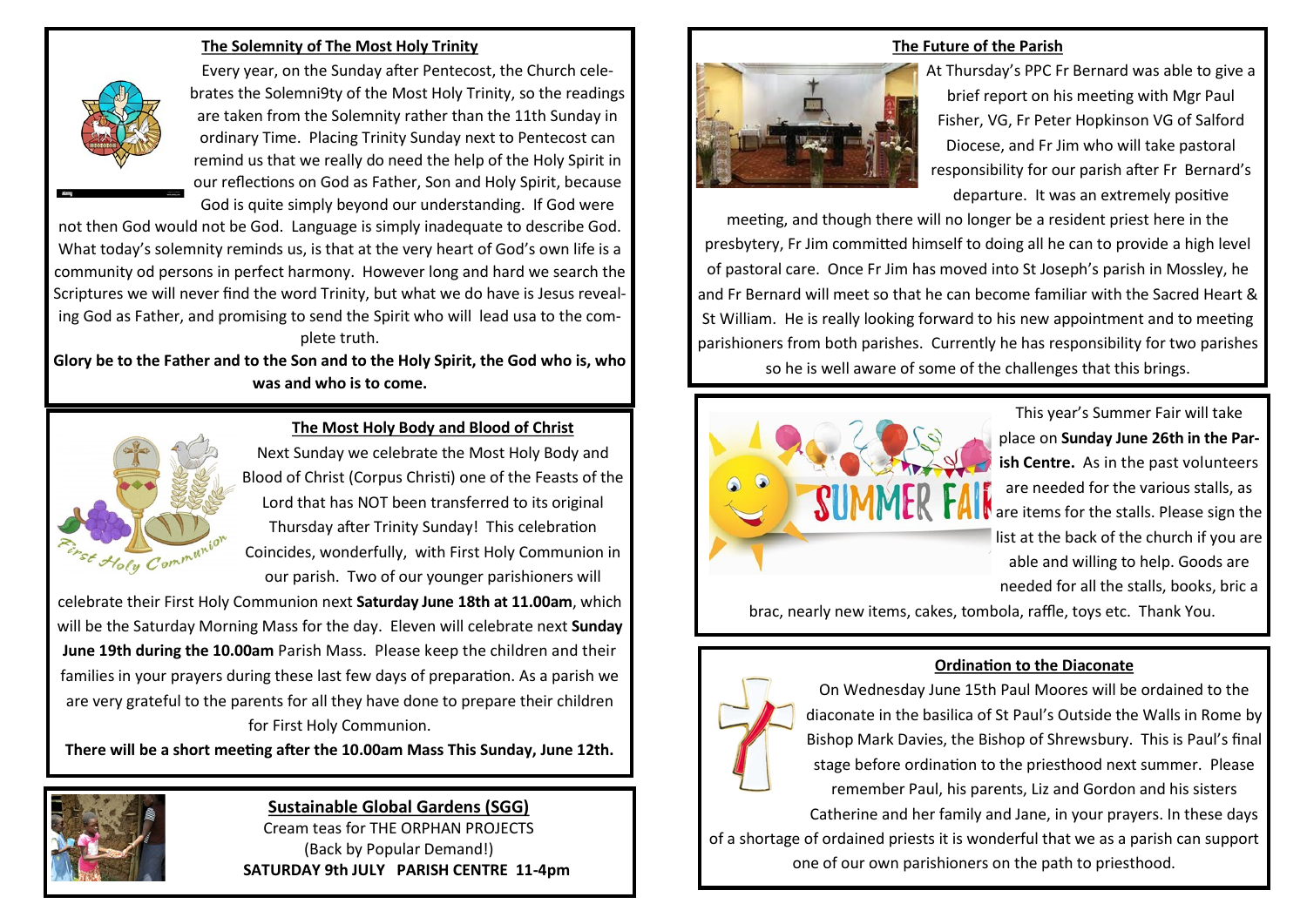## The Solemnity of The Most Holy Trinity

Every year, on the Sunday after Pentecost, the Church celebrates the Solemni9ty of the Most Holy Trinity, so the readings are taken from the Solemnity rather than the 11th Sunday in ordinary Time. Placing Trinity Sunday next to Pentecost can remind us that we really do need the help of the Holy Spirit in our reflections on God as Father, Son and Holy Spirit, because God is quite simply beyond our understanding. If God were not then God would not be God. Language is simply inadequate to describe God. What today's solemnity reminds us, is that at the very heart of God's own life is a community od persons in perfect harmony. However long and hard we search the Scriptures we will never find the word Trinity, but what we do have is Jesus revealing God as Father, and promising to send the Spirit who will lead usa to the complete truth.

**Glory be to the Father and to the Son and to the Holy Spirit, the God who is, who was and who is to come.**

## The Most Holy Body and Blood of Christ

Next Sunday we celebrate the Most Holy Body and Blood of Christ (Corpus Christi) one of the Feasts of the Lord that has NOT been transferred to its original Thursday after Trinity Sunday! This celebration Coincides, wonderfully, with First Holy Communion in our parish. Two of our younger parishioners will celebrate their First Holy Communion next **Saturday June 18th at 11.00am**, which will be the Saturday Morning Mass for the day. Eleven will celebrate next **Sunday June 19th during the 10.00am** Parish Mass. Please keep the children and their families in your prayers during these last few days of preparation. As a parish we are very grateful to the parents for all they have done to prepare their children for First Holy Communion.

**There will be a short meeting after the 10.00am Mass This Sunday, June 12th.**

## Sustainable Global Gardens (SGG)

Cream teas for THE ORPHAN PROJECTS

(Back by Popular Demand!)

**SATURDAY 9th JULY PARISH CENTRE 11-4pm**

## The Future of the Parish

At Thursday's PPC Fr Bernard was able to give a brief report on his meeting with Mgr Paul Fisher, VG, Fr Peter Hopkinson VG of Salford Diocese, and Fr Jim who will take pastoral responsibility for our parish after Fr Bernard's departure. It was an extremely positive meeting, and though there will no longer be a resident priest here in the presbytery, Fr Jim committed himself to doing all he can to provide a high level of pastoral care. Once Fr Jim has moved into St Joseph's parish in Mossley, he and Fr Bernard will meet so that he can become familiar with the Sacred Heart & St William. He is really looking forward to his new appointment and to meeting parishioners from both parishes. Currently he has responsibility for two parishes so he is well aware of some of the challenges that this brings.

## Summer Fair

This year's Summer Fair will take place on **Sunday June 26th in the Parish Centre.** As in the past volunteers are needed for the various stalls, as are items for the stalls. Please sign the list at the back of the church if you are able and willing to help. Goods are needed for all the stalls, books, bric a brac, nearly new items, cakes, tombola, raffle, toys etc. Thank You.

## Ordination to the Diaconate

On Wednesday June 15th Paul Moores will be ordained to the diaconate in the basilica of St Paul's Outside the Walls in Rome by Bishop Mark Davies, the Bishop of Shrewsbury. This is Paul's final stage before ordination to the priesthood next summer. Please remember Paul, his parents, Liz and Gordon and his sisters Catherine and her family and Jane, in your prayers. In these days of a shortage of ordained priests it is wonderful that we as a parish can support one of our own parishioners on the path to priesthood.